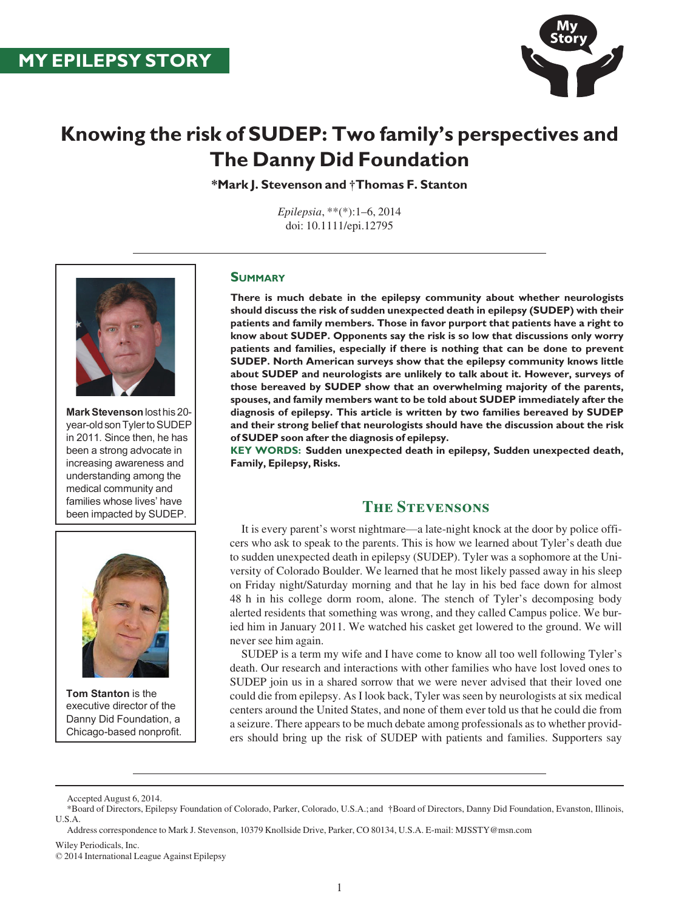MY EPILEPSY STORY

# Knowing the risk of SUDEP: Two family's perspectives and The Danny Did Foundation

**\*Mark J. Stevenson and †Thomas F. Stanton**

*Epilepsia*, \*\*(\*):1–6, 2014
doi: 10.1111/epi.12795

**Mark Stevenson** lost his 20-year-old son Tyler to SUDEP in 2011. Since then, he has been a strong advocate in increasing awareness and understanding among the medical community and families whose lives' have been impacted by SUDEP.

**Tom Stanton** is the executive director of the Danny Did Foundation, a Chicago-based nonprofit.

## Summary

**There is much debate in the epilepsy community about whether neurologists should discuss the risk of sudden unexpected death in epilepsy (SUDEP) with their patients and family members. Those in favor purport that patients have a right to know about SUDEP. Opponents say the risk is so low that discussions only worry patients and families, especially if there is nothing that can be done to prevent SUDEP. North American surveys show that the epilepsy community knows little about SUDEP and neurologists are unlikely to talk about it. However, surveys of those bereaved by SUDEP show that an overwhelming majority of the parents, spouses, and family members want to be told about SUDEP immediately after the diagnosis of epilepsy. This article is written by two families bereaved by SUDEP and their strong belief that neurologists should have the discussion about the risk of SUDEP soon after the diagnosis of epilepsy.**

**KEY WORDS: Sudden unexpected death in epilepsy, Sudden unexpected death, Family, Epilepsy, Risks.**

## The Stevensons

It is every parent's worst nightmare—a late-night knock at the door by police officers who ask to speak to the parents. This is how we learned about Tyler's death due to sudden unexpected death in epilepsy (SUDEP). Tyler was a sophomore at the University of Colorado Boulder. We learned that he most likely passed away in his sleep on Friday night/Saturday morning and that he lay in his bed face down for almost 48 h in his college dorm room, alone. The stench of Tyler's decomposing body alerted residents that something was wrong, and they called Campus police. We buried him in January 2011. We watched his casket get lowered to the ground. We will never see him again.

SUDEP is a term my wife and I have come to know all too well following Tyler's death. Our research and interactions with other families who have lost loved ones to SUDEP join us in a shared sorrow that we were never advised that their loved one could die from epilepsy. As I look back, Tyler was seen by neurologists at six medical centers around the United States, and none of them ever told us that he could die from a seizure. There appears to be much debate among professionals as to whether providers should bring up the risk of SUDEP with patients and families. Supporters say

Accepted August 6, 2014.

\*Board of Directors, Epilepsy Foundation of Colorado, Parker, Colorado, U.S.A.; and †Board of Directors, Danny Did Foundation, Evanston, Illinois, U.S.A.

Address correspondence to Mark J. Stevenson, 10379 Knollside Drive, Parker, CO 80134, U.S.A. E-mail: MJSSTY@msn.com

Wiley Periodicals, Inc.
© 2014 International League Against Epilepsy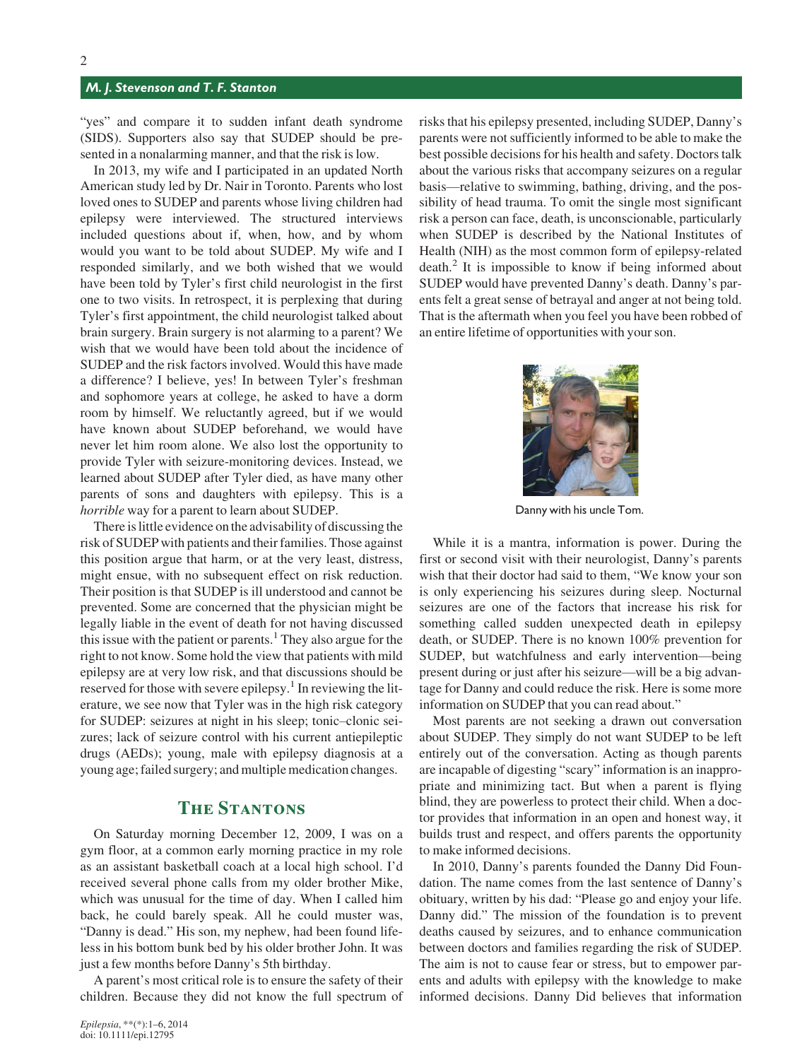"yes" and compare it to sudden infant death syndrome (SIDS). Supporters also say that SUDEP should be presented in a nonalarming manner, and that the risk is low.

In 2013, my wife and I participated in an updated North American study led by Dr. Nair in Toronto. Parents who lost loved ones to SUDEP and parents whose living children had epilepsy were interviewed. The structured interviews included questions about if, when, how, and by whom would you want to be told about SUDEP. My wife and I responded similarly, and we both wished that we would have been told by Tyler's first child neurologist in the first one to two visits. In retrospect, it is perplexing that during Tyler's first appointment, the child neurologist talked about brain surgery. Brain surgery is not alarming to a parent? We wish that we would have been told about the incidence of SUDEP and the risk factors involved. Would this have made a difference? I believe, yes! In between Tyler's freshman and sophomore years at college, he asked to have a dorm room by himself. We reluctantly agreed, but if we would have known about SUDEP beforehand, we would have never let him room alone. We also lost the opportunity to provide Tyler with seizure-monitoring devices. Instead, we learned about SUDEP after Tyler died, as have many other parents of sons and daughters with epilepsy. This is a *horrible* way for a parent to learn about SUDEP.

There is little evidence on the advisability of discussing the risk of SUDEP with patients and their families. Those against this position argue that harm, or at the very least, distress, might ensue, with no subsequent effect on risk reduction. Their position is that SUDEP is ill understood and cannot be prevented. Some are concerned that the physician might be legally liable in the event of death for not having discussed this issue with the patient or parents.[1] They also argue for the right to not know. Some hold the view that patients with mild epilepsy are at very low risk, and that discussions should be reserved for those with severe epilepsy.[1] In reviewing the literature, we see now that Tyler was in the high risk category for SUDEP: seizures at night in his sleep; tonic–clonic seizures; lack of seizure control with his current antiepileptic drugs (AEDs); young, male with epilepsy diagnosis at a young age; failed surgery; and multiple medication changes.

## The Stantons

On Saturday morning December 12, 2009, I was on a gym floor, at a common early morning practice in my role as an assistant basketball coach at a local high school. I'd received several phone calls from my older brother Mike, which was unusual for the time of day. When I called him back, he could barely speak. All he could muster was, "Danny is dead." His son, my nephew, had been found lifeless in his bottom bunk bed by his older brother John. It was just a few months before Danny's 5th birthday.

A parent's most critical role is to ensure the safety of their children. Because they did not know the full spectrum of risks that his epilepsy presented, including SUDEP, Danny's parents were not sufficiently informed to be able to make the best possible decisions for his health and safety. Doctors talk about the various risks that accompany seizures on a regular basis—relative to swimming, bathing, driving, and the possibility of head trauma. To omit the single most significant risk a person can face, death, is unconscionable, particularly when SUDEP is described by the National Institutes of Health (NIH) as the most common form of epilepsy-related death.[2] It is impossible to know if being informed about SUDEP would have prevented Danny's death. Danny's parents felt a great sense of betrayal and anger at not being told. That is the aftermath when you feel you have been robbed of an entire lifetime of opportunities with your son.

Danny with his uncle Tom.

While it is a mantra, information is power. During the first or second visit with their neurologist, Danny's parents wish that their doctor had said to them, "We know your son is only experiencing his seizures during sleep. Nocturnal seizures are one of the factors that increase his risk for something called sudden unexpected death in epilepsy death, or SUDEP. There is no known 100% prevention for SUDEP, but watchfulness and early intervention—being present during or just after his seizure—will be a big advantage for Danny and could reduce the risk. Here is some more information on SUDEP that you can read about."

Most parents are not seeking a drawn out conversation about SUDEP. They simply do not want SUDEP to be left entirely out of the conversation. Acting as though parents are incapable of digesting "scary" information is an inappropriate and minimizing tact. But when a parent is flying blind, they are powerless to protect their child. When a doctor provides that information in an open and honest way, it builds trust and respect, and offers parents the opportunity to make informed decisions.

In 2010, Danny's parents founded the Danny Did Foundation. The name comes from the last sentence of Danny's obituary, written by his dad: "Please go and enjoy your life. Danny did." The mission of the foundation is to prevent deaths caused by seizures, and to enhance communication between doctors and families regarding the risk of SUDEP. The aim is not to cause fear or stress, but to empower parents and adults with epilepsy with the knowledge to make informed decisions. Danny Did believes that information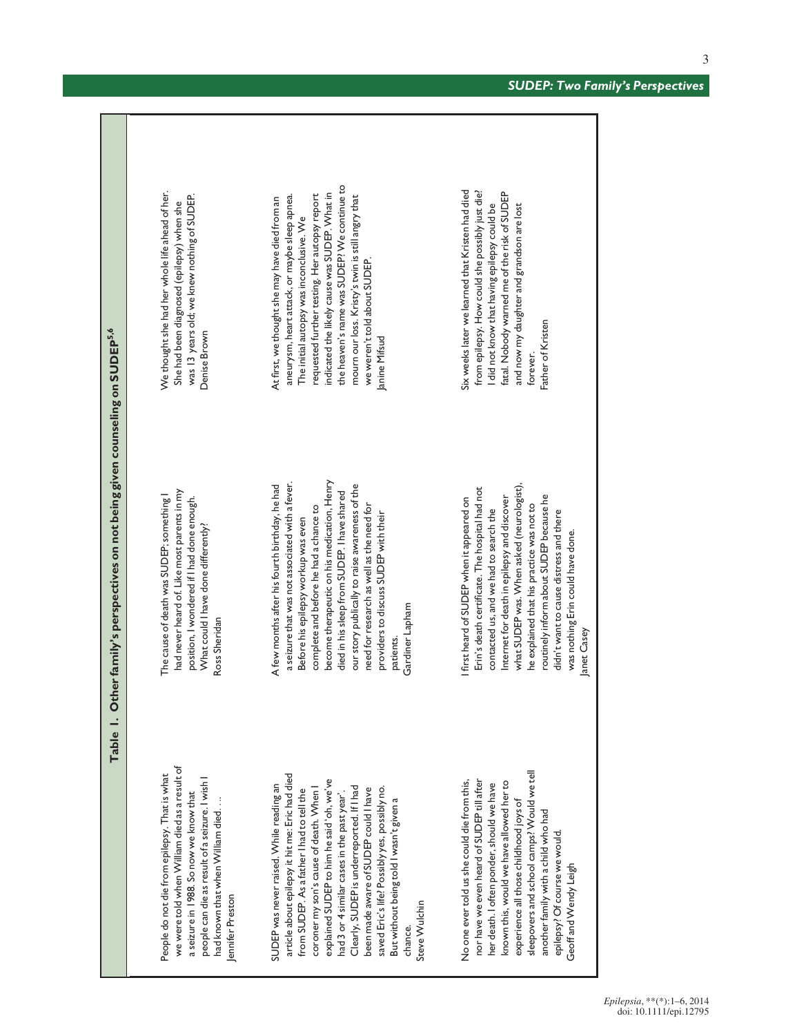**Table 1. Other family's perspectives on not being given counseling on SUDEP[5,6]**

| | | |
|---|---|---|
| People do not die from epilepsy. That is what we were told when William died as a result of a seizure in 1988. So now we know that people can die as result of a seizure. I wish I had known that when William died…. <br>Jennifer Preston | The cause of death was SUDEP; something I had never heard of. Like most parents in my position, I wondered if I had done enough. What could I have done differently? <br>Ross Sheridan | We thought she had her whole life ahead of her. She had been diagnosed (epilepsy) when she was 13 years old; we knew nothing of SUDEP. <br>Denise Brown |
| SUDEP was never raised. While reading an article about epilepsy it hit me: Eric had died from SUDEP. As a father I had to tell the coroner my son's cause of death. When I explained SUDEP to him he said 'oh, we've had 3 or 4 similar cases in the past year'. Clearly, SUDEP is underreported. If I had been made aware of SUDEP could I have saved Eric's life? Possibly yes, possibly no. But without being told I wasn't given a chance. <br>Steve Wulchin | A few months after his fourth birthday, he had a seizure that was not associated with a fever. Before his epilepsy workup was even complete and before he had a chance to become therapeutic on his medication, Henry died in his sleep from SUDEP. I have shared our story publically to raise awareness of the need for research as well as the need for providers to discuss SUDEP with their patients. <br>Gardiner Lapham | At first, we thought she may have died from an aneurysm, heart attack, or maybe sleep apnea. The initial autopsy was inconclusive. We requested further testing. Her autopsy report indicated the likely cause was SUDEP. What in the heaven's name was SUDEP? We continue to mourn our loss. Kristy's twin is still angry that we weren't told about SUDEP. <br>Janine Mifsud |
| No one ever told us she could die from this, nor have we even heard of SUDEP till after her death. I often ponder, should we have known this, would we have allowed her to experience all those childhood joys of sleepovers and school camps? Would we tell another family with a child who had epilepsy? Of course we would. <br>Geoff and Wendy Leigh | I first heard of SUDEP when it appeared on Erin's death certificate. The hospital had not contacted us, and we had to search the Internet for death in epilepsy and discover what SUDEP was. When asked (neurologist), he explained that his practice was not to routinely inform about SUDEP because he didn't want to cause distress and there was nothing Erin could have done. <br>Janet Casey | Six weeks later we learned that Kristen had died from epilepsy. How could she possibly just die? I did not know that having epilepsy could be fatal. Nobody warned me of the risk of SUDEP and now my daughter and grandson are lost forever. <br>Father of Kristen |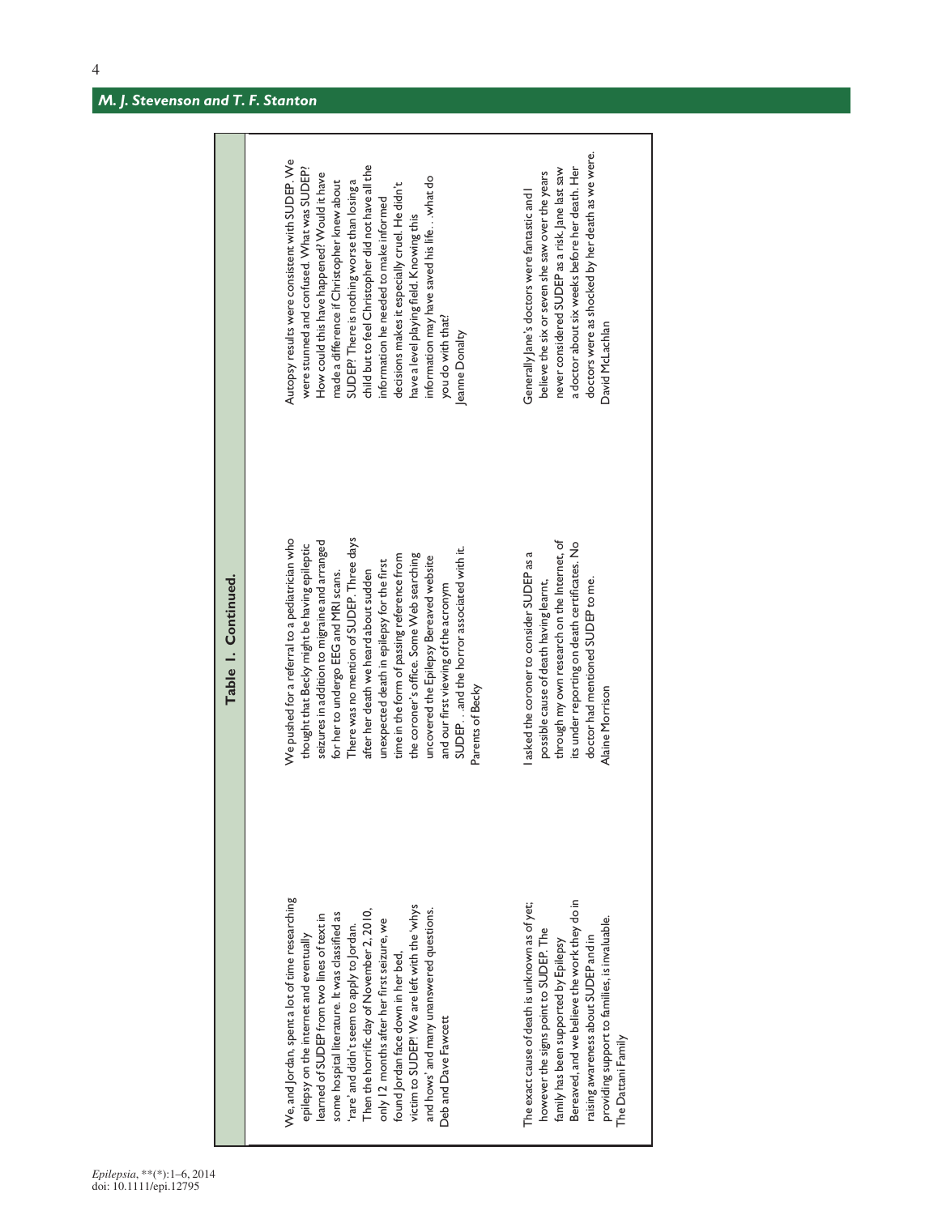**Table 1. Continued.**

| | | |
|---|---|---|
| We, and Jordan, spent a lot of time researching epilepsy on the internet and eventually learned of SUDEP from two lines of text in some hospital literature. It was classified as 'rare' and didn't seem to apply to Jordan. Then the horrific day of November 2, 2010, only 12 months after her first seizure, we found Jordan face down in her bed, victim to SUDEP. We are left with the 'whys and hows' and many unanswered questions. Deb and Dave Fawcett | We pushed for a referral to a pediatrician who thought that Becky might be having epileptic seizures in addition to migraine and arranged for her to undergo EEG and MRI scans. There was no mention of SUDEP. Three days after her death we heard about sudden unexpected death in epilepsy for the first time in the form of passing reference from the coroner's office. Some Web searching uncovered the Epilepsy Bereaved website and our first viewing of the acronym SUDEP. . .and the horror associated with it. Parents of Becky | Autopsy results were consistent with SUDEP. We were stunned and confused. What was SUDEP? How could this have happened? Would it have made a difference if Christopher knew about SUDEP? There is nothing worse than losing a child but to feel Christopher did not have all the information he needed to make informed decisions makes it especially cruel. He didn't have a level playing field. Knowing this information may have saved his life. . . what do you do with that? Jeanne Donalty |
| The exact cause of death is unknown as of yet; however the signs point to SUDEP. The family has been supported by Epilepsy Bereaved, and we believe the work they do in raising awareness about SUDEP and in providing support to families, is invaluable. The Dattani Family | I asked the coroner to consider SUDEP as a possible cause of death having learnt, through my own research on the Internet, of its under reporting on death certificates. No doctor had mentioned SUDEP to me. Alaine Morrison | Generally Jane's doctors were fantastic and I believe the six or seven she saw over the years never considered SUDEP as a risk. Jane last saw a doctor about six weeks before her death. Her doctors were as shocked by her death as we were. David McLachlan |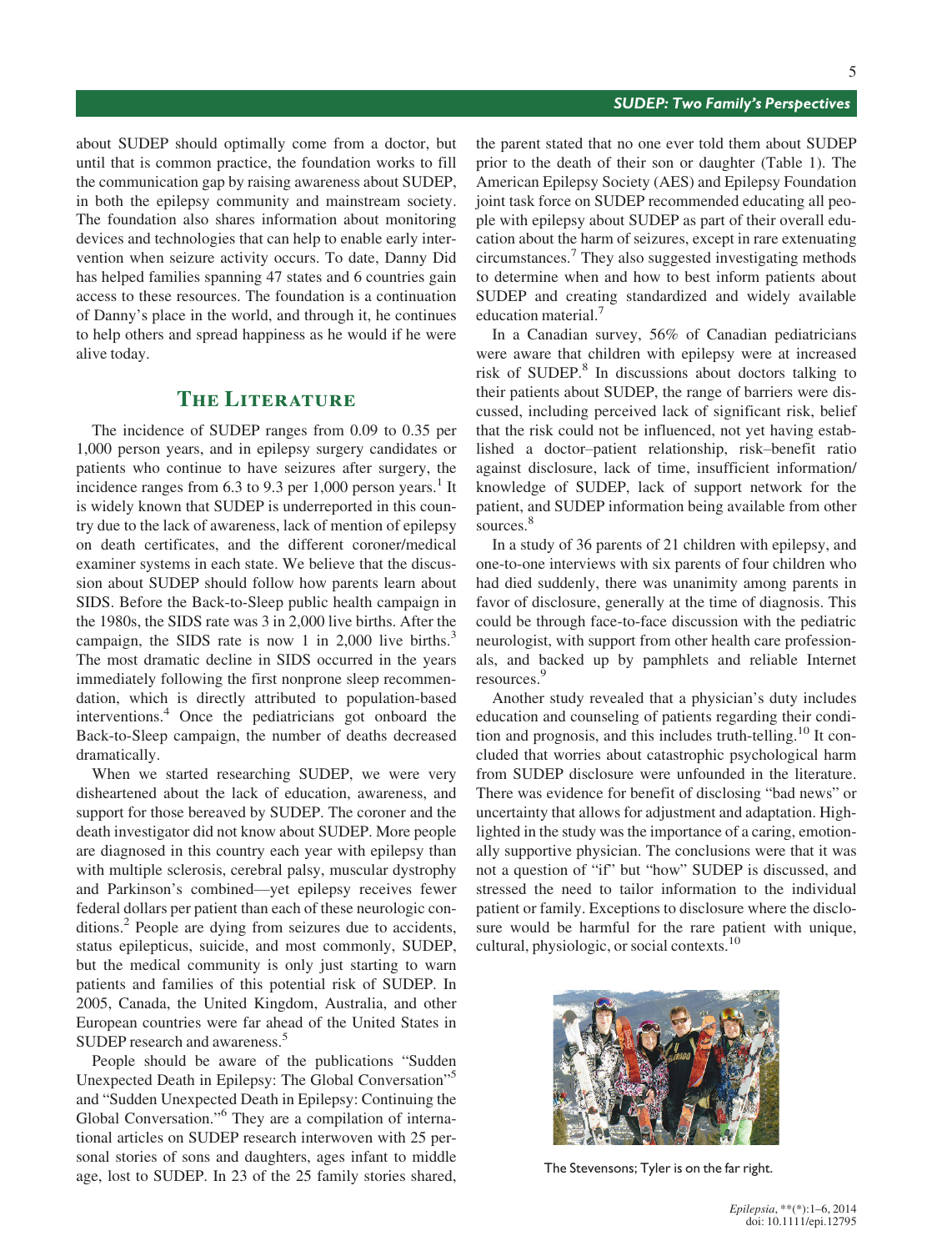about SUDEP should optimally come from a doctor, but until that is common practice, the foundation works to fill the communication gap by raising awareness about SUDEP, in both the epilepsy community and mainstream society. The foundation also shares information about monitoring devices and technologies that can help to enable early intervention when seizure activity occurs. To date, Danny Did has helped families spanning 47 states and 6 countries gain access to these resources. The foundation is a continuation of Danny's place in the world, and through it, he continues to help others and spread happiness as he would if he were alive today.

## The Literature

The incidence of SUDEP ranges from 0.09 to 0.35 per 1,000 person years, and in epilepsy surgery candidates or patients who continue to have seizures after surgery, the incidence ranges from 6.3 to 9.3 per 1,000 person years.[1] It is widely known that SUDEP is underreported in this country due to the lack of awareness, lack of mention of epilepsy on death certificates, and the different coroner/medical examiner systems in each state. We believe that the discussion about SUDEP should follow how parents learn about SIDS. Before the Back-to-Sleep public health campaign in the 1980s, the SIDS rate was 3 in 2,000 live births. After the campaign, the SIDS rate is now 1 in 2,000 live births.[3] The most dramatic decline in SIDS occurred in the years immediately following the first nonprone sleep recommendation, which is directly attributed to population-based interventions.[4] Once the pediatricians got onboard the Back-to-Sleep campaign, the number of deaths decreased dramatically.

When we started researching SUDEP, we were very disheartened about the lack of education, awareness, and support for those bereaved by SUDEP. The coroner and the death investigator did not know about SUDEP. More people are diagnosed in this country each year with epilepsy than with multiple sclerosis, cerebral palsy, muscular dystrophy and Parkinson's combined—yet epilepsy receives fewer federal dollars per patient than each of these neurologic conditions.[2] People are dying from seizures due to accidents, status epilepticus, suicide, and most commonly, SUDEP, but the medical community is only just starting to warn patients and families of this potential risk of SUDEP. In 2005, Canada, the United Kingdom, Australia, and other European countries were far ahead of the United States in SUDEP research and awareness.[5]

People should be aware of the publications "Sudden Unexpected Death in Epilepsy: The Global Conversation"[5] and "Sudden Unexpected Death in Epilepsy: Continuing the Global Conversation."[6] They are a compilation of international articles on SUDEP research interwoven with 25 personal stories of sons and daughters, ages infant to middle age, lost to SUDEP. In 23 of the 25 family stories shared, the parent stated that no one ever told them about SUDEP prior to the death of their son or daughter (Table 1). The American Epilepsy Society (AES) and Epilepsy Foundation joint task force on SUDEP recommended educating all people with epilepsy about SUDEP as part of their overall education about the harm of seizures, except in rare extenuating circumstances.[7] They also suggested investigating methods to determine when and how to best inform patients about SUDEP and creating standardized and widely available education material.[7]

In a Canadian survey, 56% of Canadian pediatricians were aware that children with epilepsy were at increased risk of SUDEP.[8] In discussions about doctors talking to their patients about SUDEP, the range of barriers were discussed, including perceived lack of significant risk, belief that the risk could not be influenced, not yet having established a doctor–patient relationship, risk–benefit ratio against disclosure, lack of time, insufficient information/knowledge of SUDEP, lack of support network for the patient, and SUDEP information being available from other sources.[8]

In a study of 36 parents of 21 children with epilepsy, and one-to-one interviews with six parents of four children who had died suddenly, there was unanimity among parents in favor of disclosure, generally at the time of diagnosis. This could be through face-to-face discussion with the pediatric neurologist, with support from other health care professionals, and backed up by pamphlets and reliable Internet resources.[9]

Another study revealed that a physician's duty includes education and counseling of patients regarding their condition and prognosis, and this includes truth-telling.[10] It concluded that worries about catastrophic psychological harm from SUDEP disclosure were unfounded in the literature. There was evidence for benefit of disclosing "bad news" or uncertainty that allows for adjustment and adaptation. Highlighted in the study was the importance of a caring, emotionally supportive physician. The conclusions were that it was not a question of "if" but "how" SUDEP is discussed, and stressed the need to tailor information to the individual patient or family. Exceptions to disclosure where the disclosure would be harmful for the rare patient with unique, cultural, physiologic, or social contexts.[10]

The Stevensons; Tyler is on the far right.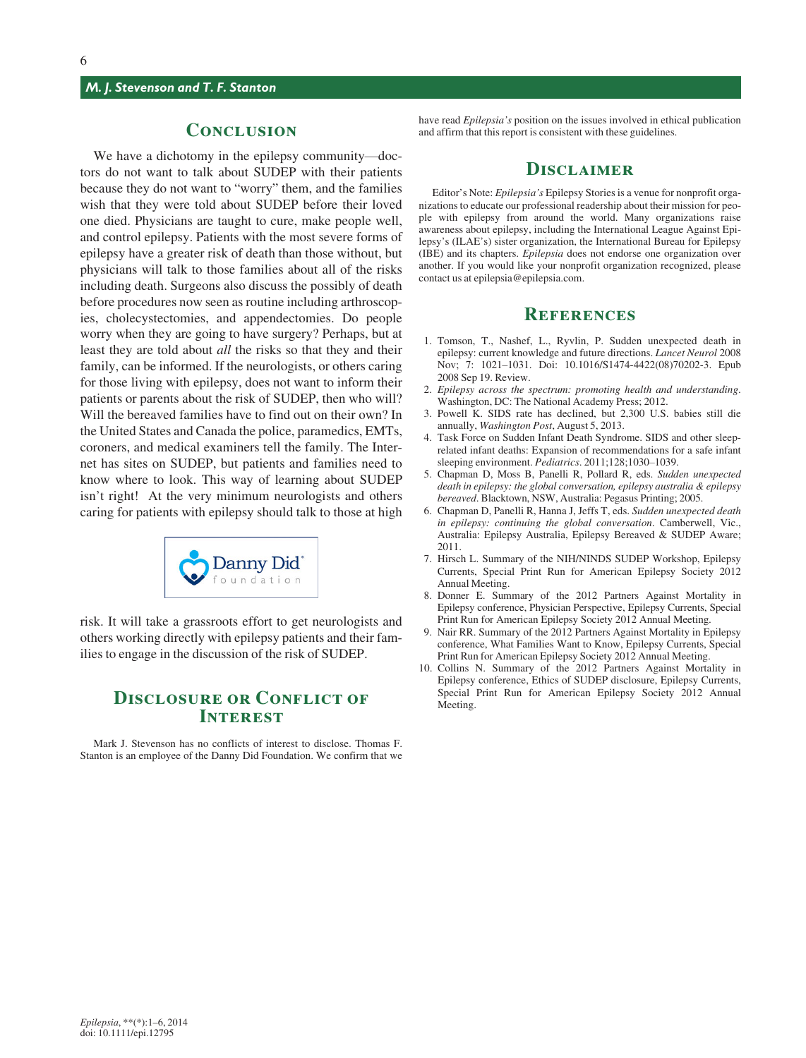## Conclusion

We have a dichotomy in the epilepsy community—doctors do not want to talk about SUDEP with their patients because they do not want to "worry" them, and the families wish that they were told about SUDEP before their loved one died. Physicians are taught to cure, make people well, and control epilepsy. Patients with the most severe forms of epilepsy have a greater risk of death than those without, but physicians will talk to those families about all of the risks including death. Surgeons also discuss the possibly of death before procedures now seen as routine including arthroscopies, cholecystectomies, and appendectomies. Do people worry when they are going to have surgery? Perhaps, but at least they are told about *all* the risks so that they and their family, can be informed. If the neurologists, or others caring for those living with epilepsy, does not want to inform their patients or parents about the risk of SUDEP, then who will? Will the bereaved families have to find out on their own? In the United States and Canada the police, paramedics, EMTs, coroners, and medical examiners tell the family. The Internet has sites on SUDEP, but patients and families need to know where to look. This way of learning about SUDEP isn't right! At the very minimum neurologists and others caring for patients with epilepsy should talk to those at high risk. It will take a grassroots effort to get neurologists and others working directly with epilepsy patients and their families to engage in the discussion of the risk of SUDEP.

Danny Did® foundation

## Disclosure or Conflict of Interest

Mark J. Stevenson has no conflicts of interest to disclose. Thomas F. Stanton is an employee of the Danny Did Foundation. We confirm that we have read *Epilepsia's* position on the issues involved in ethical publication and affirm that this report is consistent with these guidelines.

## Disclaimer

Editor's Note: *Epilepsia's* Epilepsy Stories is a venue for nonprofit organizations to educate our professional readership about their mission for people with epilepsy from around the world. Many organizations raise awareness about epilepsy, including the International League Against Epilepsy's (ILAE's) sister organization, the International Bureau for Epilepsy (IBE) and its chapters. *Epilepsia* does not endorse one organization over another. If you would like your nonprofit organization recognized, please contact us at epilepsia@epilepsia.com.

## References

1. Tomson, T., Nashef, L., Ryvlin, P. Sudden unexpected death in epilepsy: current knowledge and future directions. *Lancet Neurol* 2008 Nov; 7: 1021–1031. Doi: 10.1016/S1474-4422(08)70202-3. Epub 2008 Sep 19. Review.
2. *Epilepsy across the spectrum: promoting health and understanding*. Washington, DC: The National Academy Press; 2012.
3. Powell K. SIDS rate has declined, but 2,300 U.S. babies still die annually, *Washington Post*, August 5, 2013.
4. Task Force on Sudden Infant Death Syndrome. SIDS and other sleep-related infant deaths: Expansion of recommendations for a safe infant sleeping environment. *Pediatrics*. 2011;128;1030–1039.
5. Chapman D, Moss B, Panelli R, Pollard R, eds. *Sudden unexpected death in epilepsy: the global conversation, epilepsy australia & epilepsy bereaved*. Blacktown, NSW, Australia: Pegasus Printing; 2005.
6. Chapman D, Panelli R, Hanna J, Jeffs T, eds. *Sudden unexpected death in epilepsy: continuing the global conversation*. Camberwell, Vic., Australia: Epilepsy Australia, Epilepsy Bereaved & SUDEP Aware; 2011.
7. Hirsch L. Summary of the NIH/NINDS SUDEP Workshop, Epilepsy Currents, Special Print Run for American Epilepsy Society 2012 Annual Meeting.
8. Donner E. Summary of the 2012 Partners Against Mortality in Epilepsy conference, Physician Perspective, Epilepsy Currents, Special Print Run for American Epilepsy Society 2012 Annual Meeting.
9. Nair RR. Summary of the 2012 Partners Against Mortality in Epilepsy conference, What Families Want to Know, Epilepsy Currents, Special Print Run for American Epilepsy Society 2012 Annual Meeting.
10. Collins N. Summary of the 2012 Partners Against Mortality in Epilepsy conference, Ethics of SUDEP disclosure, Epilepsy Currents, Special Print Run for American Epilepsy Society 2012 Annual Meeting.